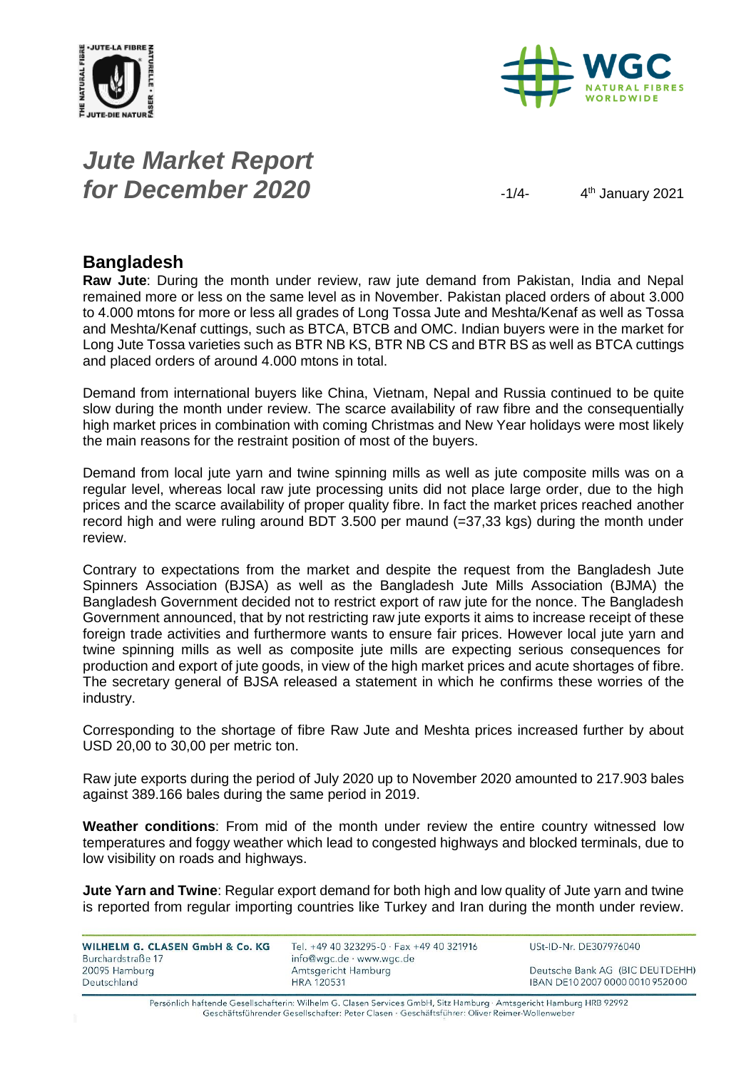# *Jute Market Report for December 2020*

4th January 2021

## Bangladesh

**Raw Jute**: During the month under review, raw jute demand from Pakistan, India and Nepal remained more or less on the same level as in November. Pakistan placed orders of about 3.000 to 4.000 mtons for more or less all grades of Long Tossa Jute and Meshta/Kenaf as well as Tossa and Meshta/Kenaf cuttings, such as BTCA, BTCB and OMC. Indian buyers were in the market for Long Jute Tossa varieties such as BTR NB KS, BTR NB CS and BTR BS as well as BTCA cuttings and placed orders of around 4.000 mtons in total.

Demand from international buyers like China, Vietnam, Nepal and Russia continued to be quite slow during the month under review. The scarce availability of raw fibre and the consequentially high market prices in combination with coming Christmas and New Year holidays were most likely the main reasons for the restraint position of most of the buyers.

Demand from local jute yarn and twine spinning mills as well as jute composite mills was on a regular level, whereas local raw jute processing units did not place large order, due to the high prices and the scarce availability of proper quality fibre. In fact the market prices reached another record high and were ruling around BDT 3.500 per maund (=37,33 kgs) during the month under review.

Contrary to expectations from the market and despite the request from the Bangladesh Jute Spinners Association (BJSA) as well as the Bangladesh Jute Mills Association (BJMA) the Bangladesh Government decided not to restrict export of raw jute for the nonce. The Bangladesh Government announced, that by not restricting raw jute exports it aims to increase receipt of these foreign trade activities and furthermore wants to ensure fair prices. However local jute yarn and twine spinning mills as well as composite jute mills are expecting serious consequences for production and export of jute goods, in view of the high market prices and acute shortages of fibre. The secretary general of BJSA released a statement in which he confirms these worries of the industry.

Corresponding to the shortage of fibre Raw Jute and Meshta prices increased further by about USD 20,00 to 30,00 per metric ton.

Raw jute exports during the period of July 2020 up to November 2020 amounted to 217.903 bales against 389.166 bales during the same period in 2019.

**Weather conditions**: From mid of the month under review the entire country witnessed low temperatures and foggy weather which lead to congested highways and blocked terminals, due to low visibility on roads and highways.

**Jute Yarn and Twine**: Regular export demand for both high and low quality of Jute yarn and twine is reported from regular importing countries like Turkey and Iran during the month under review.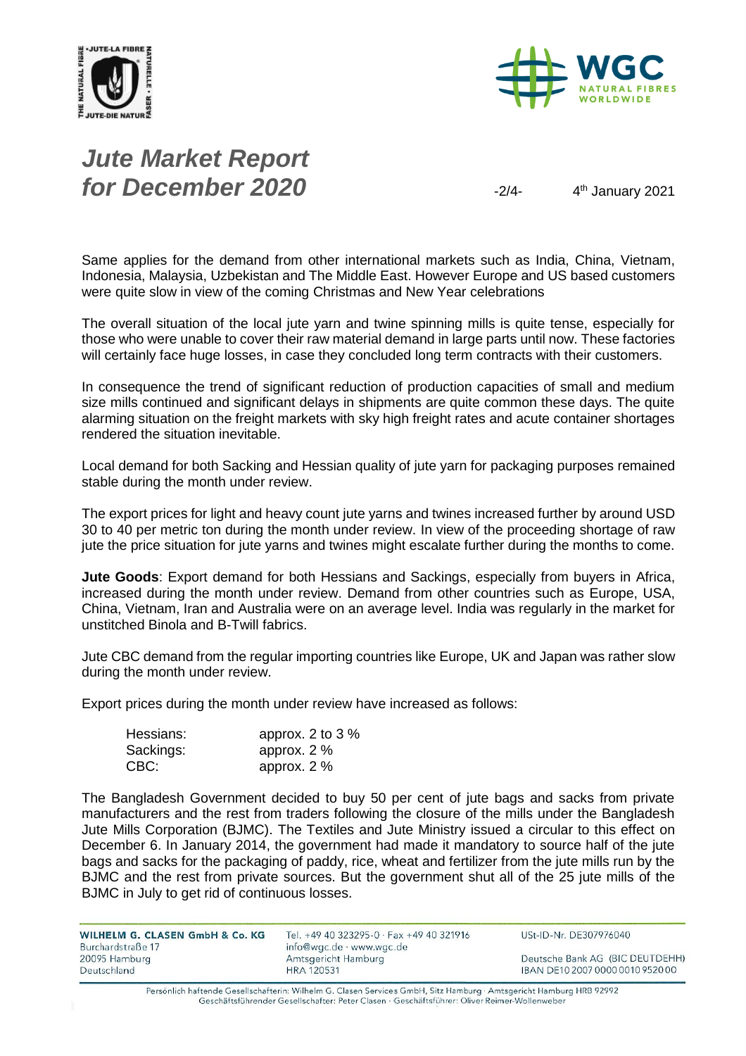Same applies for the demand from other international markets such as India, China, Vietnam, Indonesia, Malaysia, Uzbekistan and The Middle East. However Europe and US based customers were quite slow in view of the coming Christmas and New Year celebrations

The overall situation of the local jute yarn and twine spinning mills is quite tense, especially for those who were unable to cover their raw material demand in large parts until now. These factories will certainly face huge losses, in case they concluded long term contracts with their customers.

In consequence the trend of significant reduction of production capacities of small and medium size mills continued and significant delays in shipments are quite common these days. The quite alarming situation on the freight markets with sky high freight rates and acute container shortages rendered the situation inevitable.

Local demand for both Sacking and Hessian quality of jute yarn for packaging purposes remained stable during the month under review.

The export prices for light and heavy count jute yarns and twines increased further by around USD 30 to 40 per metric ton during the month under review. In view of the proceeding shortage of raw jute the price situation for jute yarns and twines might escalate further during the months to come.

**Jute Goods**: Export demand for both Hessians and Sackings, especially from buyers in Africa, increased during the month under review. Demand from other countries such as Europe, USA, China, Vietnam, Iran and Australia were on an average level. India was regularly in the market for unstitched Binola and B-Twill fabrics.

Jute CBC demand from the regular importing countries like Europe, UK and Japan was rather slow during the month under review.

Export prices during the month under review have increased as follows:

| | |
|---|---|
| Hessians: | approx. 2 to 3 % |
| Sackings: | approx. 2 % |
| CBC: | approx. 2 % |

The Bangladesh Government decided to buy 50 per cent of jute bags and sacks from private manufacturers and the rest from traders following the closure of the mills under the Bangladesh Jute Mills Corporation (BJMC). The Textiles and Jute Ministry issued a circular to this effect on December 6. In January 2014, the government had made it mandatory to source half of the jute bags and sacks for the packaging of paddy, rice, wheat and fertilizer from the jute mills run by the BJMC and the rest from private sources. But the government shut all of the 25 jute mills of the BJMC in July to get rid of continuous losses.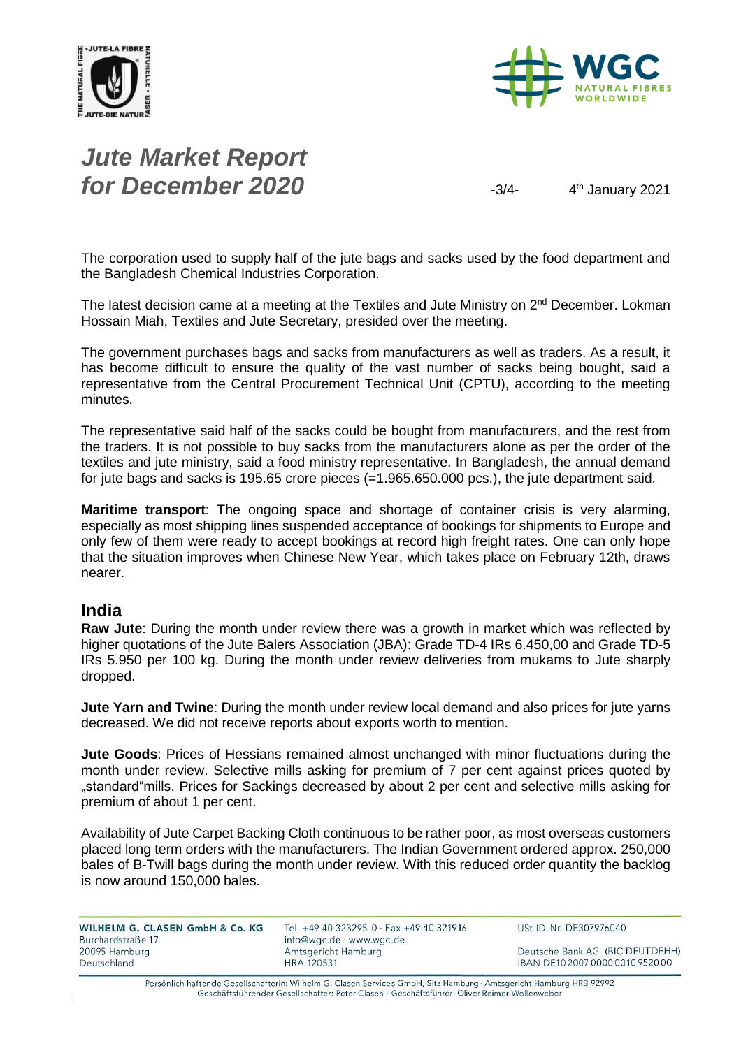The corporation used to supply half of the jute bags and sacks used by the food department and the Bangladesh Chemical Industries Corporation.

The latest decision came at a meeting at the Textiles and Jute Ministry on 2nd December. Lokman Hossain Miah, Textiles and Jute Secretary, presided over the meeting.

The government purchases bags and sacks from manufacturers as well as traders. As a result, it has become difficult to ensure the quality of the vast number of sacks being bought, said a representative from the Central Procurement Technical Unit (CPTU), according to the meeting minutes.

The representative said half of the sacks could be bought from manufacturers, and the rest from the traders. It is not possible to buy sacks from the manufacturers alone as per the order of the textiles and jute ministry, said a food ministry representative. In Bangladesh, the annual demand for jute bags and sacks is 195.65 crore pieces (=1.965.650.000 pcs.), the jute department said.

**Maritime transport**: The ongoing space and shortage of container crisis is very alarming, especially as most shipping lines suspended acceptance of bookings for shipments to Europe and only few of them were ready to accept bookings at record high freight rates. One can only hope that the situation improves when Chinese New Year, which takes place on February 12th, draws nearer.

## India

**Raw Jute**: During the month under review there was a growth in market which was reflected by higher quotations of the Jute Balers Association (JBA): Grade TD-4 IRs 6.450,00 and Grade TD-5 IRs 5.950 per 100 kg. During the month under review deliveries from mukams to Jute sharply dropped.

**Jute Yarn and Twine**: During the month under review local demand and also prices for jute yarns decreased. We did not receive reports about exports worth to mention.

**Jute Goods**: Prices of Hessians remained almost unchanged with minor fluctuations during the month under review. Selective mills asking for premium of 7 per cent against prices quoted by „standard"mills. Prices for Sackings decreased by about 2 per cent and selective mills asking for premium of about 1 per cent.

Availability of Jute Carpet Backing Cloth continuous to be rather poor, as most overseas customers placed long term orders with the manufacturers. The Indian Government ordered approx. 250,000 bales of B-Twill bags during the month under review. With this reduced order quantity the backlog is now around 150,000 bales.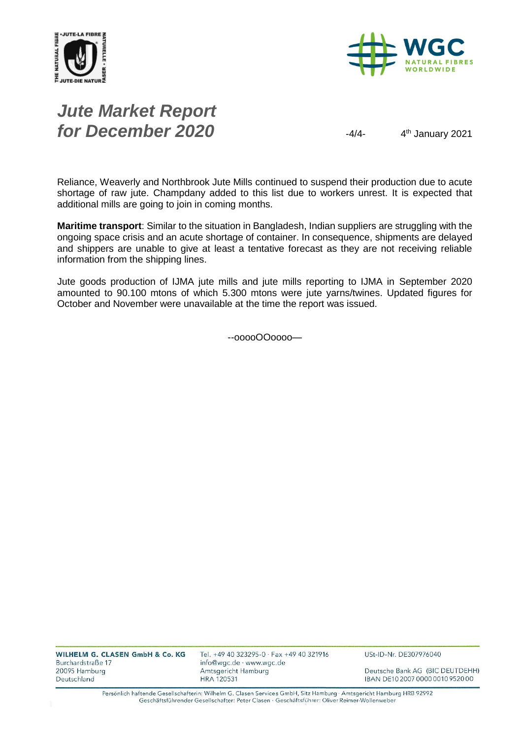Reliance, Weaverly and Northbrook Jute Mills continued to suspend their production due to acute shortage of raw jute. Champdany added to this list due to workers unrest. It is expected that additional mills are going to join in coming months.

**Maritime transport**: Similar to the situation in Bangladesh, Indian suppliers are struggling with the ongoing space crisis and an acute shortage of container. In consequence, shipments are delayed and shippers are unable to give at least a tentative forecast as they are not receiving reliable information from the shipping lines.

Jute goods production of IJMA jute mills and jute mills reporting to IJMA in September 2020 amounted to 90.100 mtons of which 5.300 mtons were jute yarns/twines. Updated figures for October and November were unavailable at the time the report was issued.

--ooooOOoooo—